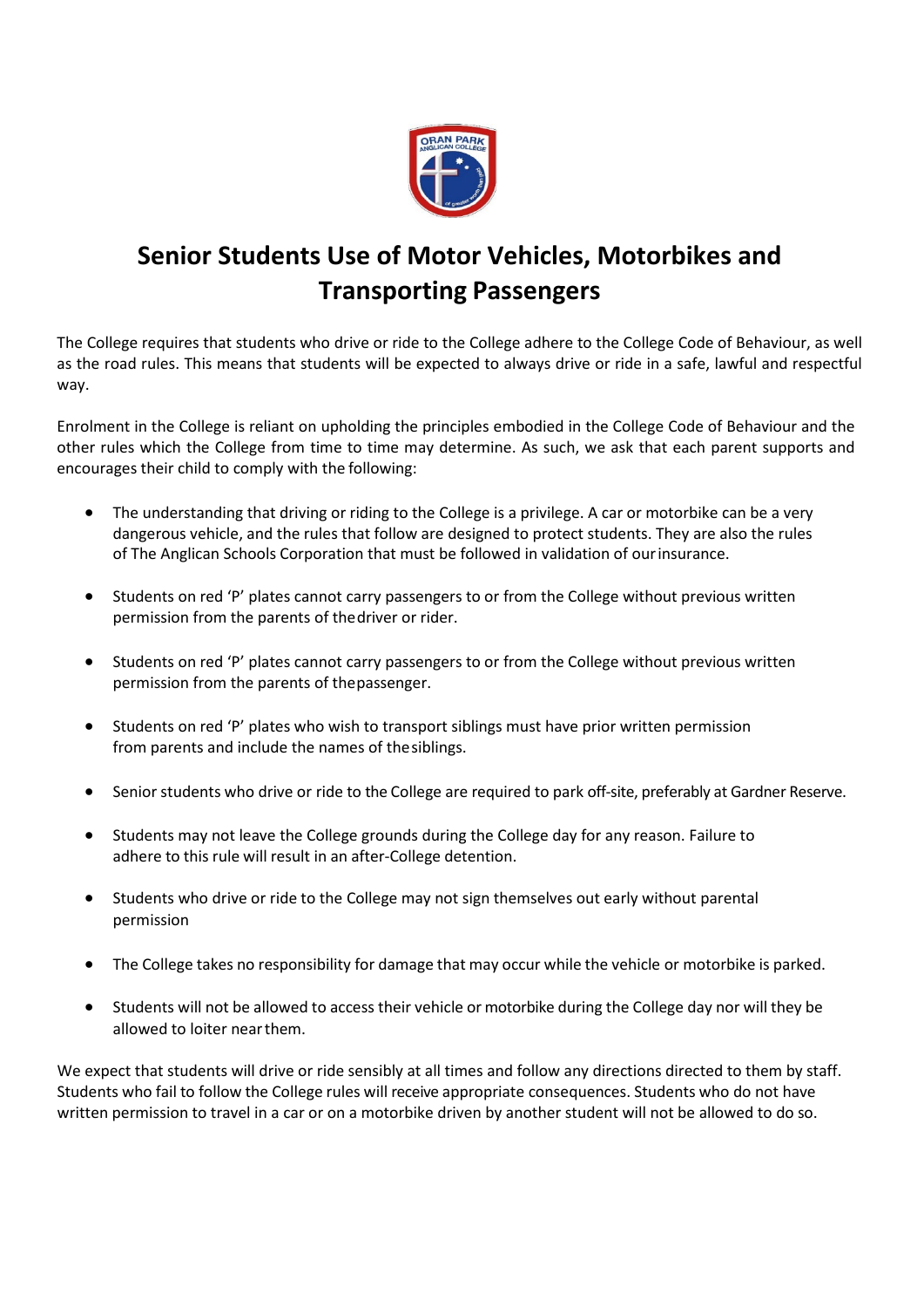# Senior Students Use of Motor Vehicles, Motorbikes and Transporting Passengers

The College requires that students who drive or ride to the College adhere to the College Code of Behaviour, as well as the road rules. This means that students will be expected to always drive or ride in a safe, lawful and respectful way.

Enrolment in the College is reliant on upholding the principles embodied in the College Code of Behaviour and the other rules which the College from time to time may determine. As such, we ask that each parent supports and encourages their child to comply with the following:

- The understanding that driving or riding to the College is a privilege. A car or motorbike can be a very dangerous vehicle, and the rules that follow are designed to protect students. They are also the rules of The Anglican Schools Corporation that must be followed in validation of our insurance.
- Students on red 'P' plates cannot carry passengers to or from the College without previous written permission from the parents of the driver or rider.
- Students on red 'P' plates cannot carry passengers to or from the College without previous written permission from the parents of the passenger.
- Students on red 'P' plates who wish to transport siblings must have prior written permission from parents and include the names of the siblings.
- Senior students who drive or ride to the College are required to park off-site, preferably at Gardner Reserve.
- Students may not leave the College grounds during the College day for any reason. Failure to adhere to this rule will result in an after-College detention.
- Students who drive or ride to the College may not sign themselves out early without parental permission
- The College takes no responsibility for damage that may occur while the vehicle or motorbike is parked.
- Students will not be allowed to access their vehicle or motorbike during the College day nor will they be allowed to loiter near them.

We expect that students will drive or ride sensibly at all times and follow any directions directed to them by staff. Students who fail to follow the College rules will receive appropriate consequences. Students who do not have written permission to travel in a car or on a motorbike driven by another student will not be allowed to do so.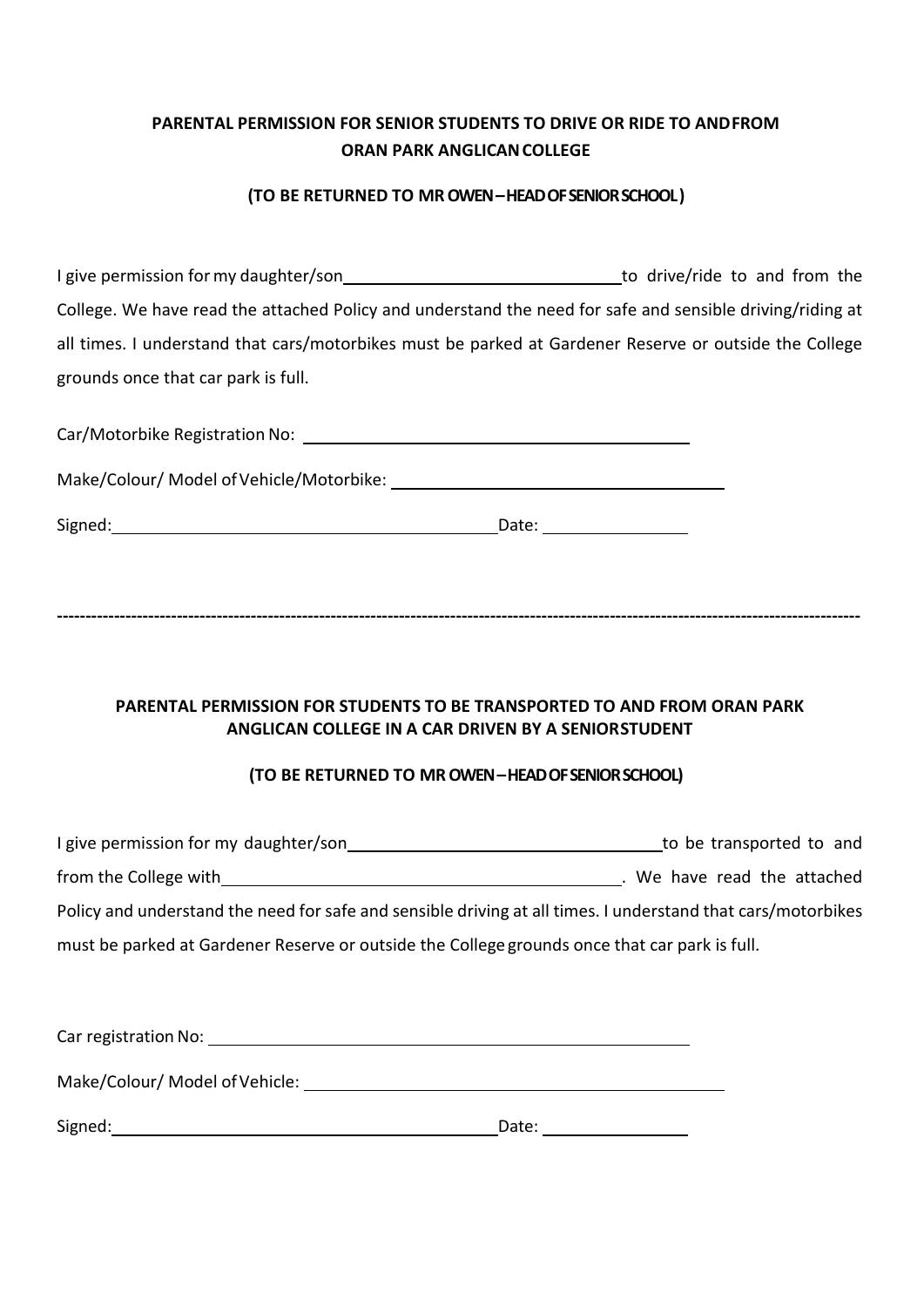**PARENTAL PERMISSION FOR SENIOR STUDENTS TO DRIVE OR RIDE TO AND FROM ORAN PARK ANGLICAN COLLEGE**

**(TO BE RETURNED TO MR OWEN – HEAD OF SENIOR SCHOOL)**

I give permission for my daughter/son ______________________________ to drive/ride to and from the College. We have read the attached Policy and understand the need for safe and sensible driving/riding at all times. I understand that cars/motorbikes must be parked at Gardener Reserve or outside the College grounds once that car park is full.

Car/Motorbike Registration No: ________________________________________

Make/Colour/ Model of Vehicle/Motorbike: ___________________________________

Signed: ________________________________________ Date: _______________

---

**PARENTAL PERMISSION FOR STUDENTS TO BE TRANSPORTED TO AND FROM ORAN PARK ANGLICAN COLLEGE IN A CAR DRIVEN BY A SENIOR STUDENT**

**(TO BE RETURNED TO MR OWEN – HEAD OF SENIOR SCHOOL)**

I give permission for my daughter/son ________________________________ to be transported to and from the College with __________________________________________. We have read the attached Policy and understand the need for safe and sensible driving at all times. I understand that cars/motorbikes must be parked at Gardener Reserve or outside the College grounds once that car park is full.

Car registration No: ________________________________________________

Make/Colour/ Model of Vehicle: _____________________________________________

Signed: ________________________________________ Date: _______________